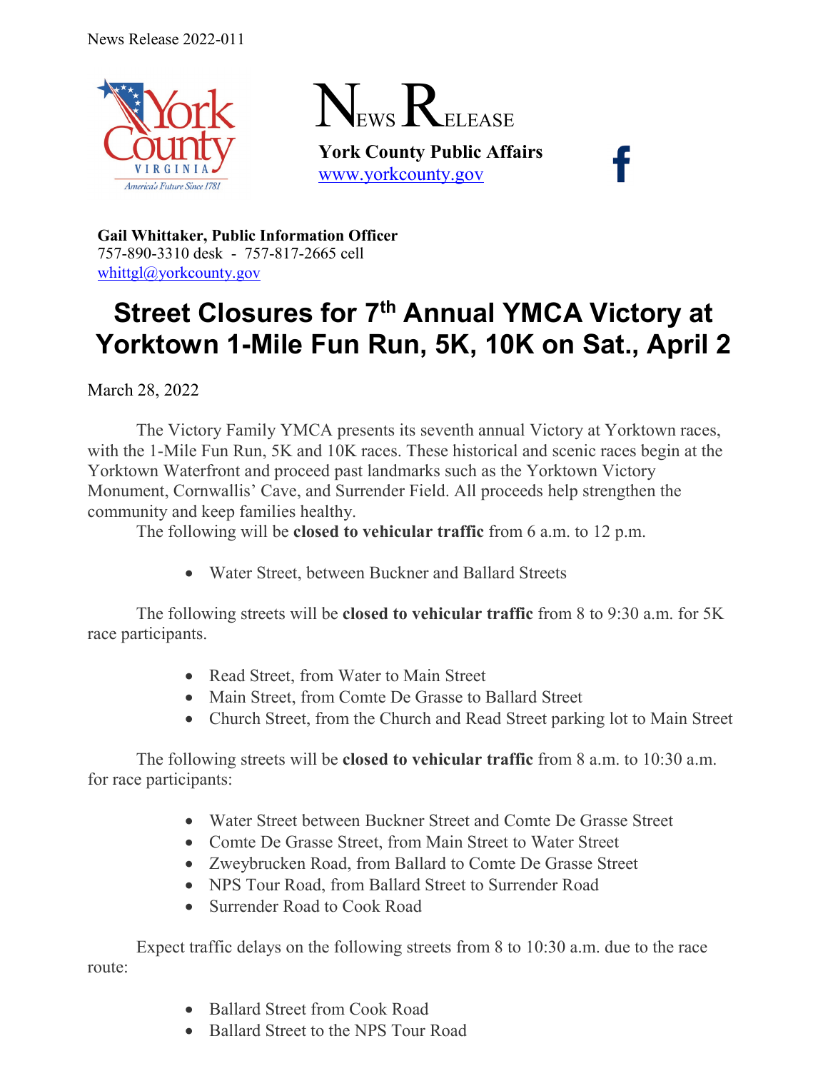News Release 2022-011

# News Release

**York County Public Affairs**
[www.yorkcounty.gov](http://www.yorkcounty.gov)

**Gail Whittaker, Public Information Officer**
757-890-3310 desk - 757-817-2665 cell
[whittgl@yorkcounty.gov](mailto:whittgl@yorkcounty.gov)

# Street Closures for 7th Annual YMCA Victory at Yorktown 1-Mile Fun Run, 5K, 10K on Sat., April 2

March 28, 2022

The Victory Family YMCA presents its seventh annual Victory at Yorktown races, with the 1-Mile Fun Run, 5K and 10K races. These historical and scenic races begin at the Yorktown Waterfront and proceed past landmarks such as the Yorktown Victory Monument, Cornwallis' Cave, and Surrender Field. All proceeds help strengthen the community and keep families healthy.

The following will be **closed to vehicular traffic** from 6 a.m. to 12 p.m.

- Water Street, between Buckner and Ballard Streets

The following streets will be **closed to vehicular traffic** from 8 to 9:30 a.m. for 5K race participants.

- Read Street, from Water to Main Street
- Main Street, from Comte De Grasse to Ballard Street
- Church Street, from the Church and Read Street parking lot to Main Street

The following streets will be **closed to vehicular traffic** from 8 a.m. to 10:30 a.m. for race participants:

- Water Street between Buckner Street and Comte De Grasse Street
- Comte De Grasse Street, from Main Street to Water Street
- Zweybrucken Road, from Ballard to Comte De Grasse Street
- NPS Tour Road, from Ballard Street to Surrender Road
- Surrender Road to Cook Road

Expect traffic delays on the following streets from 8 to 10:30 a.m. due to the race route:

- Ballard Street from Cook Road
- Ballard Street to the NPS Tour Road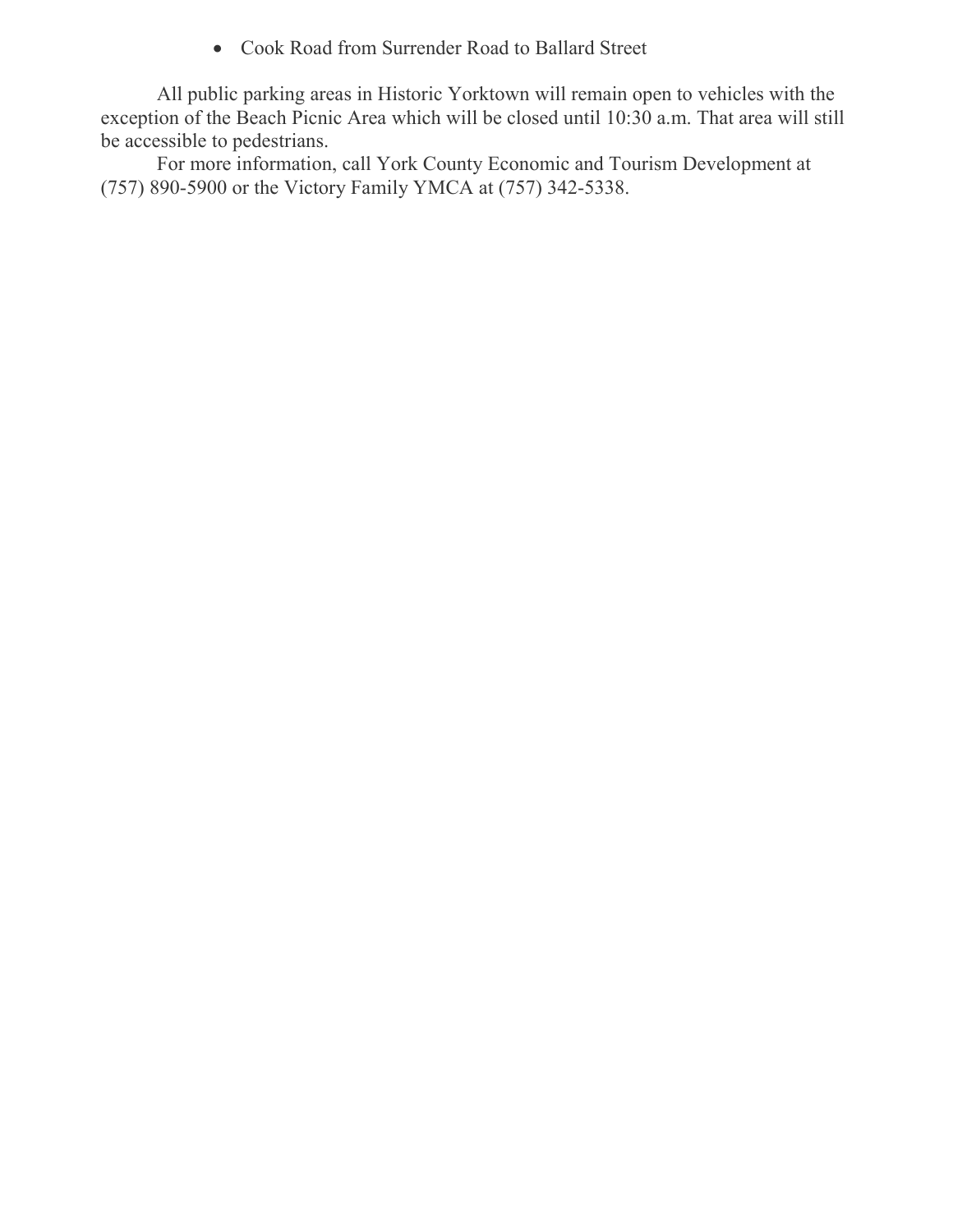- Cook Road from Surrender Road to Ballard Street

All public parking areas in Historic Yorktown will remain open to vehicles with the exception of the Beach Picnic Area which will be closed until 10:30 a.m. That area will still be accessible to pedestrians.

For more information, call York County Economic and Tourism Development at (757) 890-5900 or the Victory Family YMCA at (757) 342-5338.